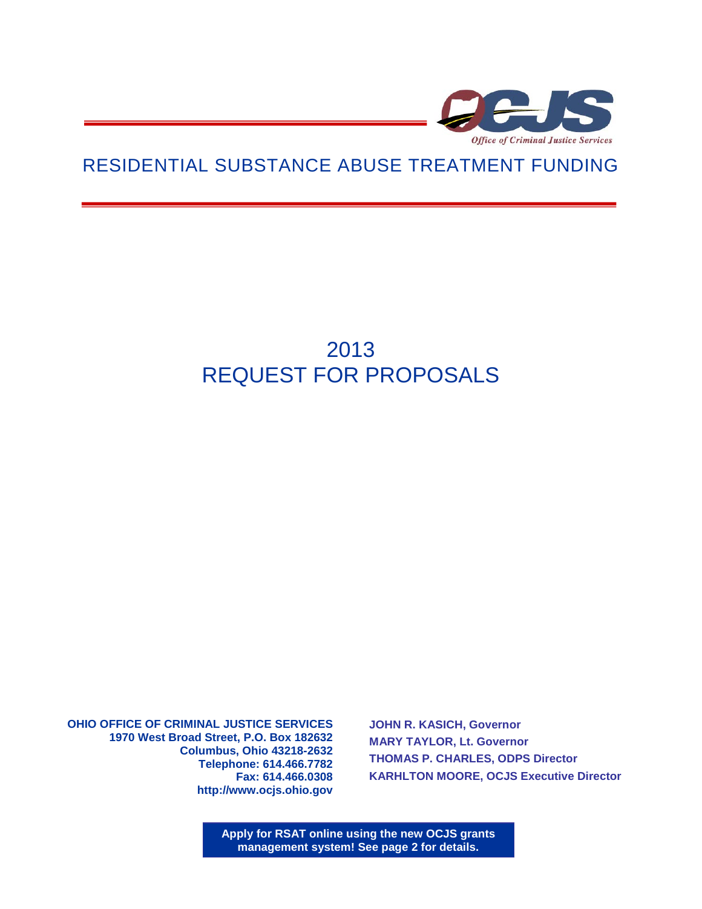OCJS

*Office of Criminal Justice Services*

# RESIDENTIAL SUBSTANCE ABUSE TREATMENT FUNDING

# 2013
# REQUEST FOR PROPOSALS

**OHIO OFFICE OF CRIMINAL JUSTICE SERVICES**
**1970 West Broad Street, P.O. Box 182632**
**Columbus, Ohio 43218-2632**
**Telephone: 614.466.7782**
**Fax: 614.466.0308**
**http://www.ocjs.ohio.gov**

**JOHN R. KASICH, Governor**
**MARY TAYLOR, Lt. Governor**
**THOMAS P. CHARLES, ODPS Director**
**KARHLTON MOORE, OCJS Executive Director**

**Apply for RSAT online using the new OCJS grants management system! See page 2 for details.**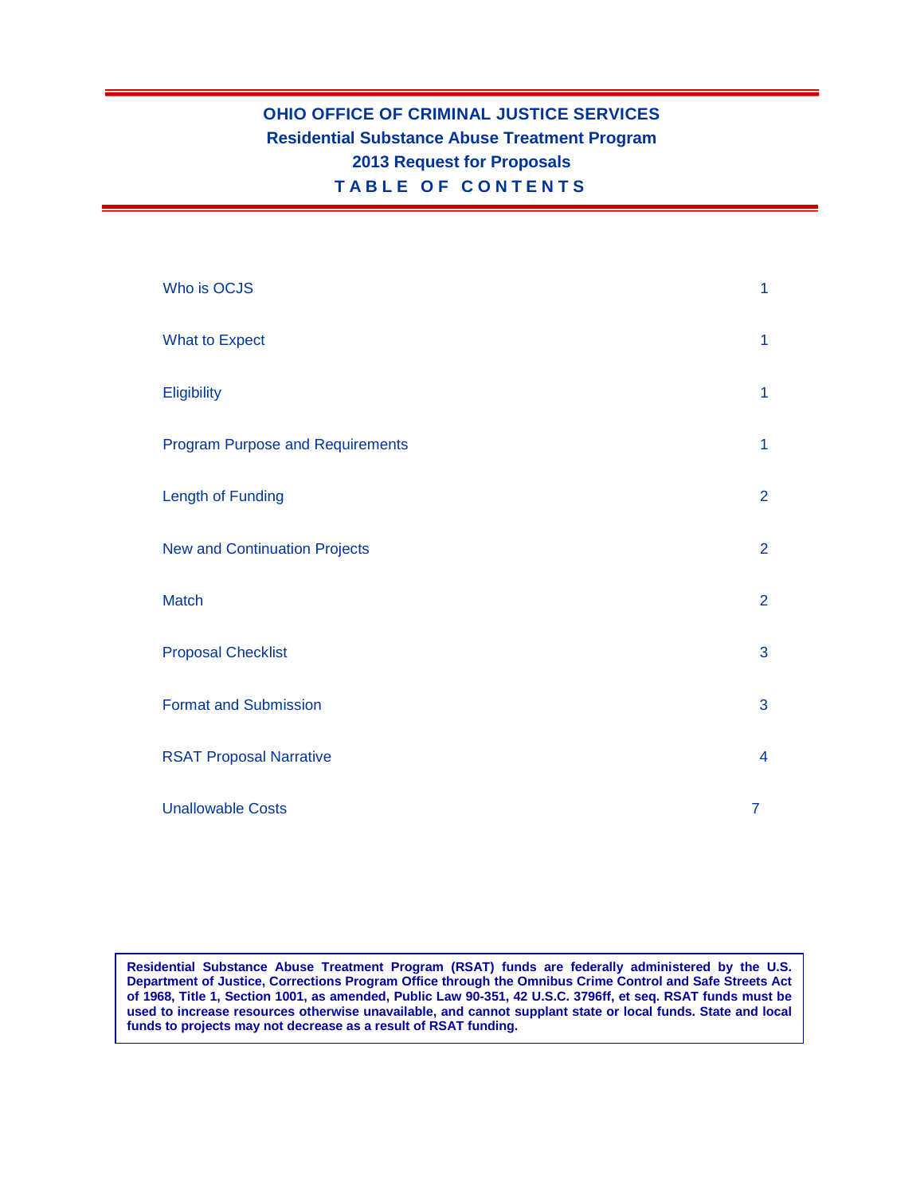# OHIO OFFICE OF CRIMINAL JUSTICE SERVICES

## Residential Substance Abuse Treatment Program

## 2013 Request for Proposals

## TABLE OF CONTENTS

| | |
|---|---|
| Who is OCJS | 1 |
| What to Expect | 1 |
| Eligibility | 1 |
| Program Purpose and Requirements | 1 |
| Length of Funding | 2 |
| New and Continuation Projects | 2 |
| Match | 2 |
| Proposal Checklist | 3 |
| Format and Submission | 3 |
| RSAT Proposal Narrative | 4 |
| Unallowable Costs | 7 |

**Residential Substance Abuse Treatment Program (RSAT) funds are federally administered by the U.S. Department of Justice, Corrections Program Office through the Omnibus Crime Control and Safe Streets Act of 1968, Title 1, Section 1001, as amended, Public Law 90-351, 42 U.S.C. 3796ff, et seq. RSAT funds must be used to increase resources otherwise unavailable, and cannot supplant state or local funds. State and local funds to projects may not decrease as a result of RSAT funding.**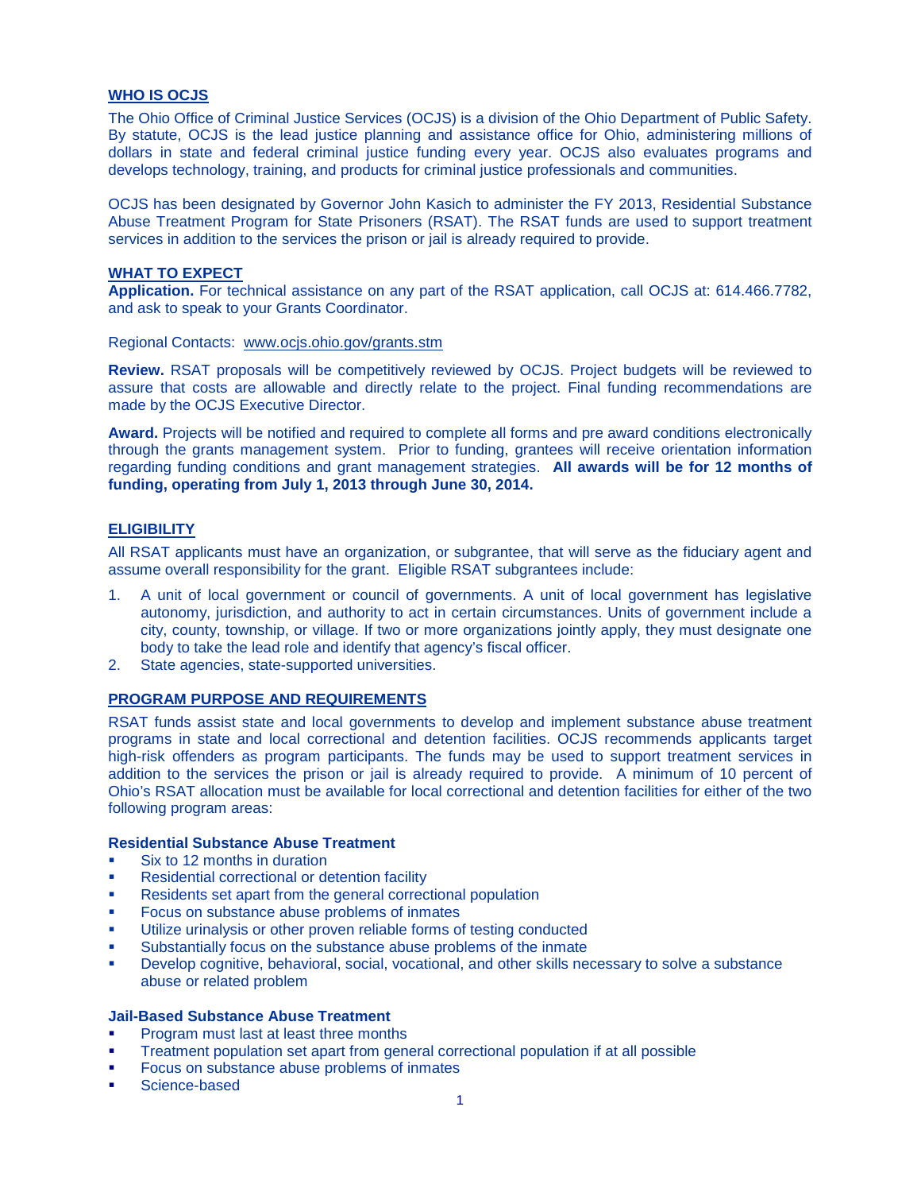## WHO IS OCJS

The Ohio Office of Criminal Justice Services (OCJS) is a division of the Ohio Department of Public Safety. By statute, OCJS is the lead justice planning and assistance office for Ohio, administering millions of dollars in state and federal criminal justice funding every year. OCJS also evaluates programs and develops technology, training, and products for criminal justice professionals and communities.

OCJS has been designated by Governor John Kasich to administer the FY 2013, Residential Substance Abuse Treatment Program for State Prisoners (RSAT). The RSAT funds are used to support treatment services in addition to the services the prison or jail is already required to provide.

## WHAT TO EXPECT

**Application.** For technical assistance on any part of the RSAT application, call OCJS at: 614.466.7782, and ask to speak to your Grants Coordinator.

Regional Contacts: www.ocjs.ohio.gov/grants.stm

**Review.** RSAT proposals will be competitively reviewed by OCJS. Project budgets will be reviewed to assure that costs are allowable and directly relate to the project. Final funding recommendations are made by the OCJS Executive Director.

**Award.** Projects will be notified and required to complete all forms and pre award conditions electronically through the grants management system. Prior to funding, grantees will receive orientation information regarding funding conditions and grant management strategies. **All awards will be for 12 months of funding, operating from July 1, 2013 through June 30, 2014.**

## ELIGIBILITY

All RSAT applicants must have an organization, or subgrantee, that will serve as the fiduciary agent and assume overall responsibility for the grant. Eligible RSAT subgrantees include:

1. A unit of local government or council of governments. A unit of local government has legislative autonomy, jurisdiction, and authority to act in certain circumstances. Units of government include a city, county, township, or village. If two or more organizations jointly apply, they must designate one body to take the lead role and identify that agency's fiscal officer.
2. State agencies, state-supported universities.

## PROGRAM PURPOSE AND REQUIREMENTS

RSAT funds assist state and local governments to develop and implement substance abuse treatment programs in state and local correctional and detention facilities. OCJS recommends applicants target high-risk offenders as program participants. The funds may be used to support treatment services in addition to the services the prison or jail is already required to provide. A minimum of 10 percent of Ohio's RSAT allocation must be available for local correctional and detention facilities for either of the two following program areas:

### Residential Substance Abuse Treatment

- Six to 12 months in duration
- Residential correctional or detention facility
- Residents set apart from the general correctional population
- Focus on substance abuse problems of inmates
- Utilize urinalysis or other proven reliable forms of testing conducted
- Substantially focus on the substance abuse problems of the inmate
- Develop cognitive, behavioral, social, vocational, and other skills necessary to solve a substance abuse or related problem

### Jail-Based Substance Abuse Treatment

- Program must last at least three months
- Treatment population set apart from general correctional population if at all possible
- Focus on substance abuse problems of inmates
- Science-based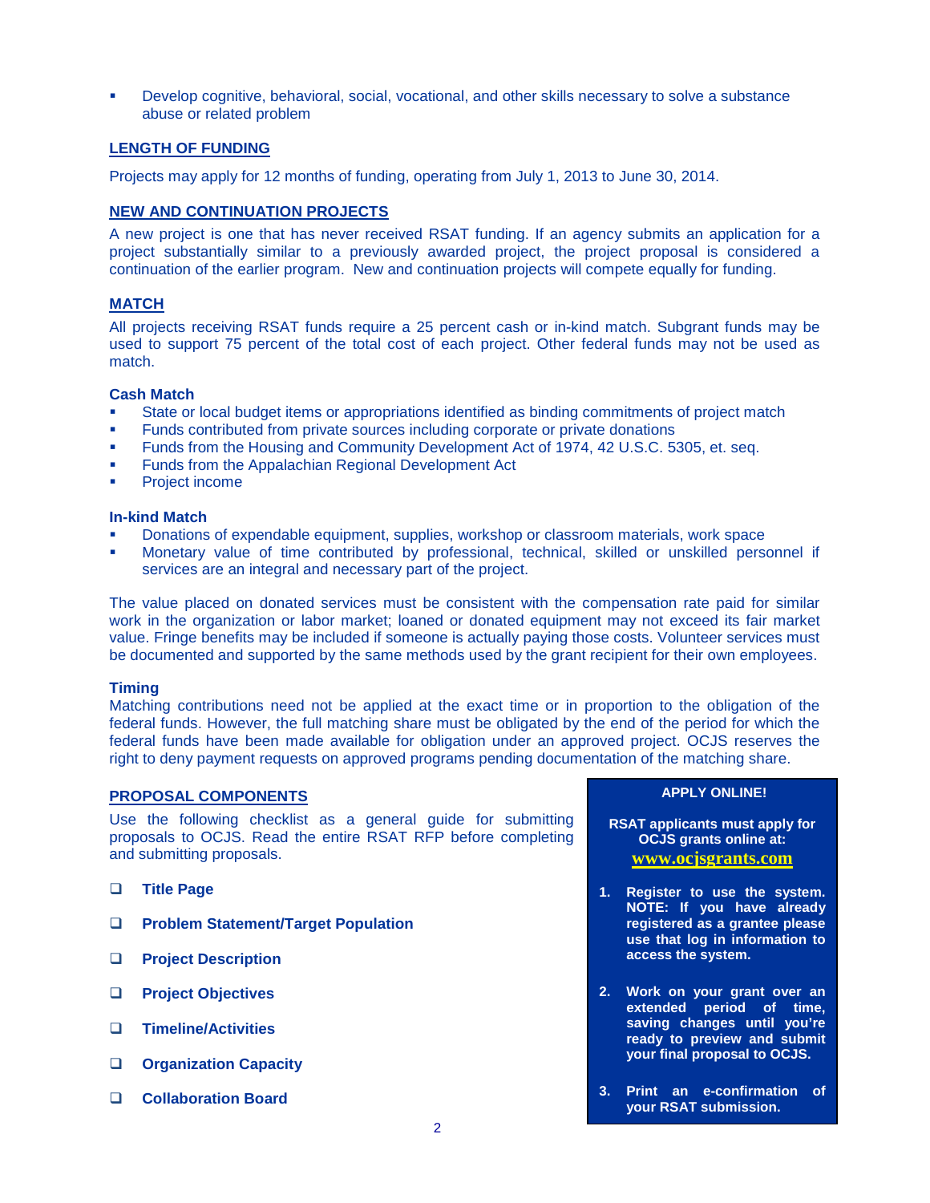- Develop cognitive, behavioral, social, vocational, and other skills necessary to solve a substance abuse or related problem

## LENGTH OF FUNDING

Projects may apply for 12 months of funding, operating from July 1, 2013 to June 30, 2014.

## NEW AND CONTINUATION PROJECTS

A new project is one that has never received RSAT funding. If an agency submits an application for a project substantially similar to a previously awarded project, the project proposal is considered a continuation of the earlier program. New and continuation projects will compete equally for funding.

## MATCH

All projects receiving RSAT funds require a 25 percent cash or in-kind match. Subgrant funds may be used to support 75 percent of the total cost of each project. Other federal funds may not be used as match.

### Cash Match

- State or local budget items or appropriations identified as binding commitments of project match
- Funds contributed from private sources including corporate or private donations
- Funds from the Housing and Community Development Act of 1974, 42 U.S.C. 5305, et. seq.
- Funds from the Appalachian Regional Development Act
- Project income

### In-kind Match

- Donations of expendable equipment, supplies, workshop or classroom materials, work space
- Monetary value of time contributed by professional, technical, skilled or unskilled personnel if services are an integral and necessary part of the project.

The value placed on donated services must be consistent with the compensation rate paid for similar work in the organization or labor market; loaned or donated equipment may not exceed its fair market value. Fringe benefits may be included if someone is actually paying those costs. Volunteer services must be documented and supported by the same methods used by the grant recipient for their own employees.

### Timing

Matching contributions need not be applied at the exact time or in proportion to the obligation of the federal funds. However, the full matching share must be obligated by the end of the period for which the federal funds have been made available for obligation under an approved project. OCJS reserves the right to deny payment requests on approved programs pending documentation of the matching share.

## PROPOSAL COMPONENTS

Use the following checklist as a general guide for submitting proposals to OCJS. Read the entire RSAT RFP before completing and submitting proposals.

- ❑ **Title Page**
- ❑ **Problem Statement/Target Population**
- ❑ **Project Description**
- ❑ **Project Objectives**
- ❑ **Timeline/Activities**
- ❑ **Organization Capacity**
- ❑ **Collaboration Board**

**APPLY ONLINE!**

**RSAT applicants must apply for OCJS grants online at:**
**www.ocjsgrants.com**

1. **Register to use the system. NOTE: If you have already registered as a grantee please use that log in information to access the system.**
2. **Work on your grant over an extended period of time, saving changes until you're ready to preview and submit your final proposal to OCJS.**
3. **Print an e-confirmation of your RSAT submission.**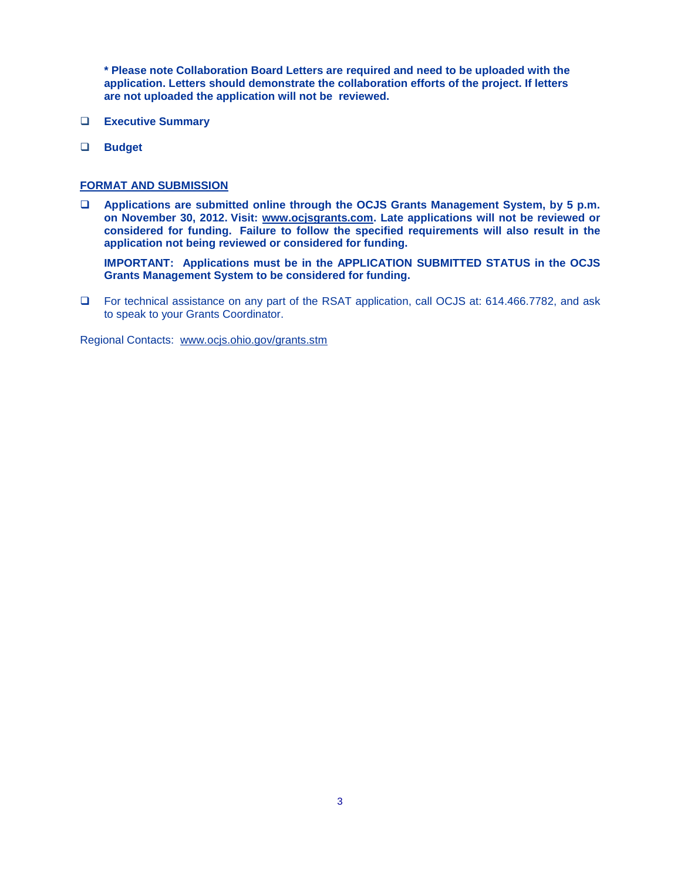**\* Please note Collaboration Board Letters are required and need to be uploaded with the application. Letters should demonstrate the collaboration efforts of the project. If letters are not uploaded the application will not be reviewed.**

- **Executive Summary**
- **Budget**

## FORMAT AND SUBMISSION

- **Applications are submitted online through the OCJS Grants Management System, by 5 p.m. on November 30, 2012. Visit: www.ocjsgrants.com. Late applications will not be reviewed or considered for funding. Failure to follow the specified requirements will also result in the application not being reviewed or considered for funding.**

  **IMPORTANT: Applications must be in the APPLICATION SUBMITTED STATUS in the OCJS Grants Management System to be considered for funding.**

- For technical assistance on any part of the RSAT application, call OCJS at: 614.466.7782, and ask to speak to your Grants Coordinator.

Regional Contacts: www.ocjs.ohio.gov/grants.stm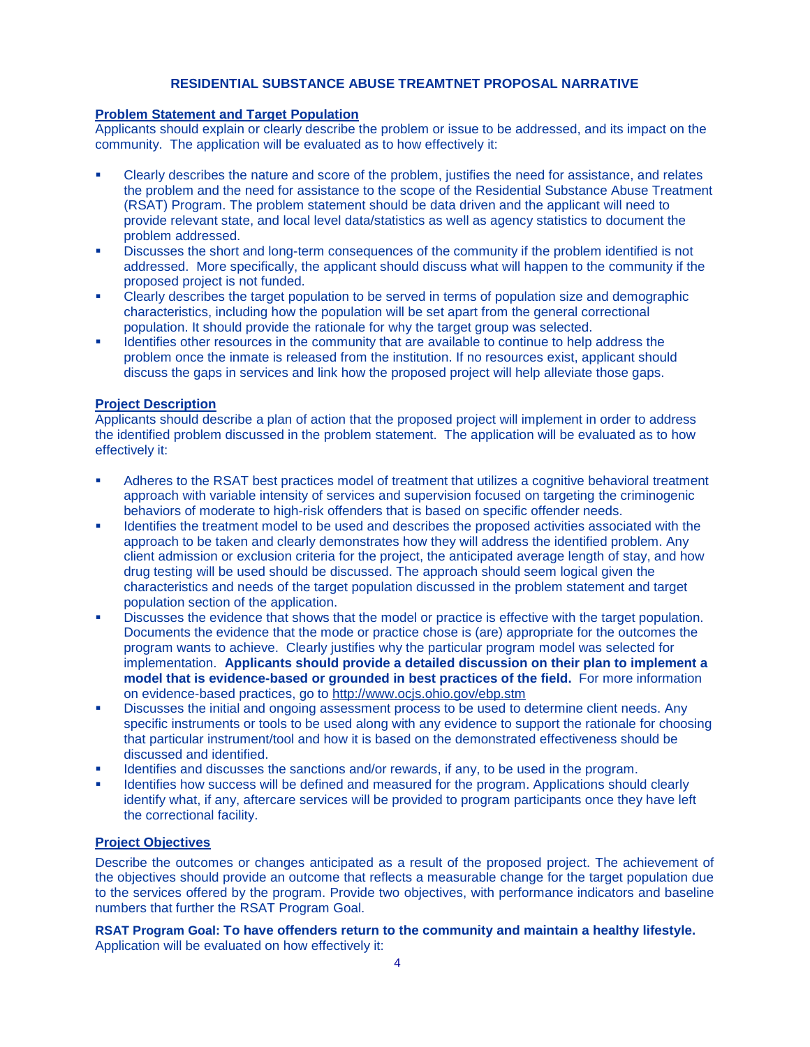# RESIDENTIAL SUBSTANCE ABUSE TREAMTNET PROPOSAL NARRATIVE

**Problem Statement and Target Population**

Applicants should explain or clearly describe the problem or issue to be addressed, and its impact on the community. The application will be evaluated as to how effectively it:

- Clearly describes the nature and score of the problem, justifies the need for assistance, and relates the problem and the need for assistance to the scope of the Residential Substance Abuse Treatment (RSAT) Program. The problem statement should be data driven and the applicant will need to provide relevant state, and local level data/statistics as well as agency statistics to document the problem addressed.
- Discusses the short and long-term consequences of the community if the problem identified is not addressed. More specifically, the applicant should discuss what will happen to the community if the proposed project is not funded.
- Clearly describes the target population to be served in terms of population size and demographic characteristics, including how the population will be set apart from the general correctional population. It should provide the rationale for why the target group was selected.
- Identifies other resources in the community that are available to continue to help address the problem once the inmate is released from the institution. If no resources exist, applicant should discuss the gaps in services and link how the proposed project will help alleviate those gaps.

**Project Description**

Applicants should describe a plan of action that the proposed project will implement in order to address the identified problem discussed in the problem statement. The application will be evaluated as to how effectively it:

- Adheres to the RSAT best practices model of treatment that utilizes a cognitive behavioral treatment approach with variable intensity of services and supervision focused on targeting the criminogenic behaviors of moderate to high-risk offenders that is based on specific offender needs.
- Identifies the treatment model to be used and describes the proposed activities associated with the approach to be taken and clearly demonstrates how they will address the identified problem. Any client admission or exclusion criteria for the project, the anticipated average length of stay, and how drug testing will be used should be discussed. The approach should seem logical given the characteristics and needs of the target population discussed in the problem statement and target population section of the application.
- Discusses the evidence that shows that the model or practice is effective with the target population. Documents the evidence that the mode or practice chose is (are) appropriate for the outcomes the program wants to achieve. Clearly justifies why the particular program model was selected for implementation. **Applicants should provide a detailed discussion on their plan to implement a model that is evidence-based or grounded in best practices of the field.** For more information on evidence-based practices, go to http://www.ocjs.ohio.gov/ebp.stm
- Discusses the initial and ongoing assessment process to be used to determine client needs. Any specific instruments or tools to be used along with any evidence to support the rationale for choosing that particular instrument/tool and how it is based on the demonstrated effectiveness should be discussed and identified.
- Identifies and discusses the sanctions and/or rewards, if any, to be used in the program.
- Identifies how success will be defined and measured for the program. Applications should clearly identify what, if any, aftercare services will be provided to program participants once they have left the correctional facility.

**Project Objectives**

Describe the outcomes or changes anticipated as a result of the proposed project. The achievement of the objectives should provide an outcome that reflects a measurable change for the target population due to the services offered by the program. Provide two objectives, with performance indicators and baseline numbers that further the RSAT Program Goal.

**RSAT Program Goal: To have offenders return to the community and maintain a healthy lifestyle.**
Application will be evaluated on how effectively it: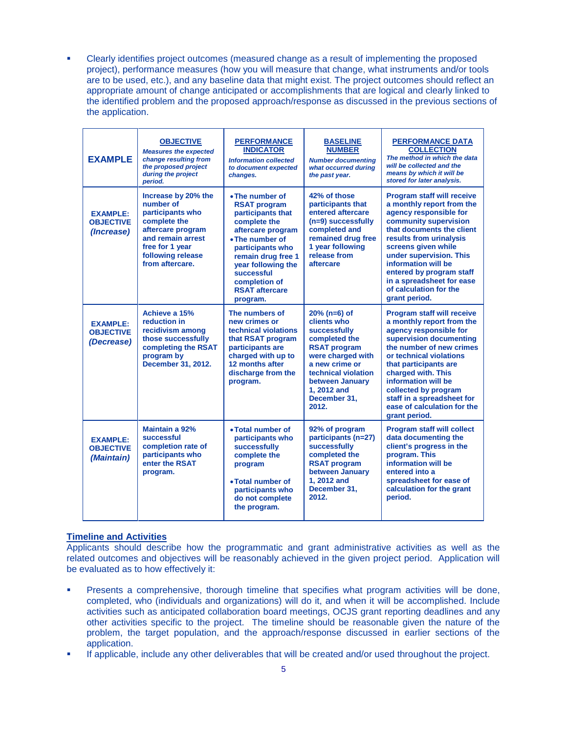- Clearly identifies project outcomes (measured change as a result of implementing the proposed project), performance measures (how you will measure that change, what instruments and/or tools are to be used, etc.), and any baseline data that might exist. The project outcomes should reflect an appropriate amount of change anticipated or accomplishments that are logical and clearly linked to the identified problem and the proposed approach/response as discussed in the previous sections of the application.

| **EXAMPLE** | **OBJECTIVE**<br>*Measures the expected change resulting from the proposed project during the project period.* | **PERFORMANCE INDICATOR**<br>*Information collected to document expected changes.* | **BASELINE NUMBER**<br>*Number documenting what occurred during the past year.* | **PERFORMANCE DATA COLLECTION**<br>*The method in which the data will be collected and the means by which it will be stored for later analysis.* |
|---|---|---|---|---|
| **EXAMPLE: OBJECTIVE *(Increase)*** | **Increase by 20% the number of participants who complete the aftercare program and remain arrest free for 1 year following release from aftercare.** | • **The number of RSAT program participants that complete the aftercare program**<br>• **The number of participants who remain drug free 1 year following the successful completion of RSAT aftercare program.** | **42% of those participants that entered aftercare (n=9) successfully completed and remained drug free 1 year following release from aftercare** | **Program staff will receive a monthly report from the agency responsible for community supervision that documents the client results from urinalysis screens given while under supervision. This information will be entered by program staff in a spreadsheet for ease of calculation for the grant period.** |
| **EXAMPLE: OBJECTIVE *(Decrease)*** | **Achieve a 15% reduction in recidivism among those successfully completing the RSAT program by December 31, 2012.** | **The numbers of new crimes or technical violations that RSAT program participants are charged with up to 12 months after discharge from the program.** | **20% (n=6) of clients who successfully completed the RSAT program were charged with a new crime or technical violation between January 1, 2012 and December 31, 2012.** | **Program staff will receive a monthly report from the agency responsible for supervision documenting the number of new crimes or technical violations that participants are charged with. This information will be collected by program staff in a spreadsheet for ease of calculation for the grant period.** |
| **EXAMPLE: OBJECTIVE *(Maintain)*** | **Maintain a 92% successful completion rate of participants who enter the RSAT program.** | • **Total number of participants who successfully complete the program**<br>• **Total number of participants who do not complete the program.** | **92% of program participants (n=27) successfully completed the RSAT program between January 1, 2012 and December 31, 2012.** | **Program staff will collect data documenting the client's progress in the program. This information will be entered into a spreadsheet for ease of calculation for the grant period.** |

## Timeline and Activities

Applicants should describe how the programmatic and grant administrative activities as well as the related outcomes and objectives will be reasonably achieved in the given project period. Application will be evaluated as to how effectively it:

- Presents a comprehensive, thorough timeline that specifies what program activities will be done, completed, who (individuals and organizations) will do it, and when it will be accomplished. Include activities such as anticipated collaboration board meetings, OCJS grant reporting deadlines and any other activities specific to the project. The timeline should be reasonable given the nature of the problem, the target population, and the approach/response discussed in earlier sections of the application.
- If applicable, include any other deliverables that will be created and/or used throughout the project.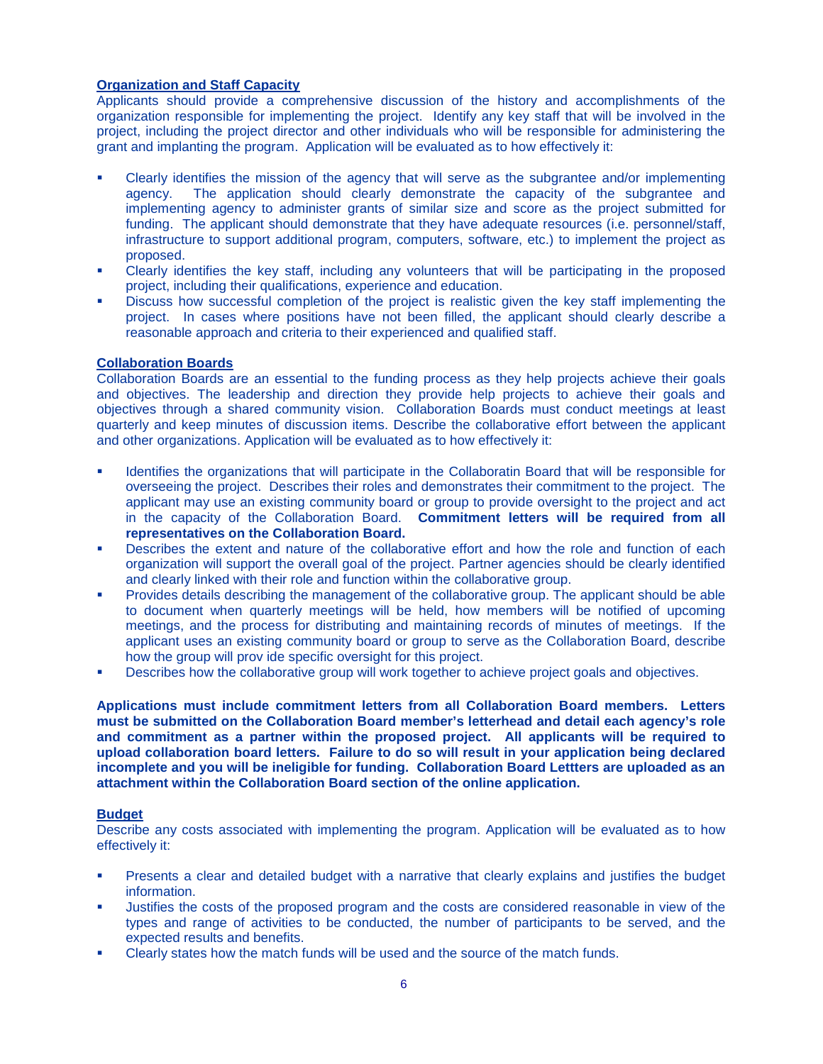**Organization and Staff Capacity**

Applicants should provide a comprehensive discussion of the history and accomplishments of the organization responsible for implementing the project. Identify any key staff that will be involved in the project, including the project director and other individuals who will be responsible for administering the grant and implanting the program. Application will be evaluated as to how effectively it:

- Clearly identifies the mission of the agency that will serve as the subgrantee and/or implementing agency. The application should clearly demonstrate the capacity of the subgrantee and implementing agency to administer grants of similar size and score as the project submitted for funding. The applicant should demonstrate that they have adequate resources (i.e. personnel/staff, infrastructure to support additional program, computers, software, etc.) to implement the project as proposed.
- Clearly identifies the key staff, including any volunteers that will be participating in the proposed project, including their qualifications, experience and education.
- Discuss how successful completion of the project is realistic given the key staff implementing the project. In cases where positions have not been filled, the applicant should clearly describe a reasonable approach and criteria to their experienced and qualified staff.

**Collaboration Boards**

Collaboration Boards are an essential to the funding process as they help projects achieve their goals and objectives. The leadership and direction they provide help projects to achieve their goals and objectives through a shared community vision. Collaboration Boards must conduct meetings at least quarterly and keep minutes of discussion items. Describe the collaborative effort between the applicant and other organizations. Application will be evaluated as to how effectively it:

- Identifies the organizations that will participate in the Collaboratin Board that will be responsible for overseeing the project. Describes their roles and demonstrates their commitment to the project. The applicant may use an existing community board or group to provide oversight to the project and act in the capacity of the Collaboration Board. **Commitment letters will be required from all representatives on the Collaboration Board.**
- Describes the extent and nature of the collaborative effort and how the role and function of each organization will support the overall goal of the project. Partner agencies should be clearly identified and clearly linked with their role and function within the collaborative group.
- Provides details describing the management of the collaborative group. The applicant should be able to document when quarterly meetings will be held, how members will be notified of upcoming meetings, and the process for distributing and maintaining records of minutes of meetings. If the applicant uses an existing community board or group to serve as the Collaboration Board, describe how the group will prov ide specific oversight for this project.
- Describes how the collaborative group will work together to achieve project goals and objectives.

**Applications must include commitment letters from all Collaboration Board members. Letters must be submitted on the Collaboration Board member's letterhead and detail each agency's role and commitment as a partner within the proposed project. All applicants will be required to upload collaboration board letters. Failure to do so will result in your application being declared incomplete and you will be ineligible for funding. Collaboration Board Lettters are uploaded as an attachment within the Collaboration Board section of the online application.**

**Budget**

Describe any costs associated with implementing the program. Application will be evaluated as to how effectively it:

- Presents a clear and detailed budget with a narrative that clearly explains and justifies the budget information.
- Justifies the costs of the proposed program and the costs are considered reasonable in view of the types and range of activities to be conducted, the number of participants to be served, and the expected results and benefits.
- Clearly states how the match funds will be used and the source of the match funds.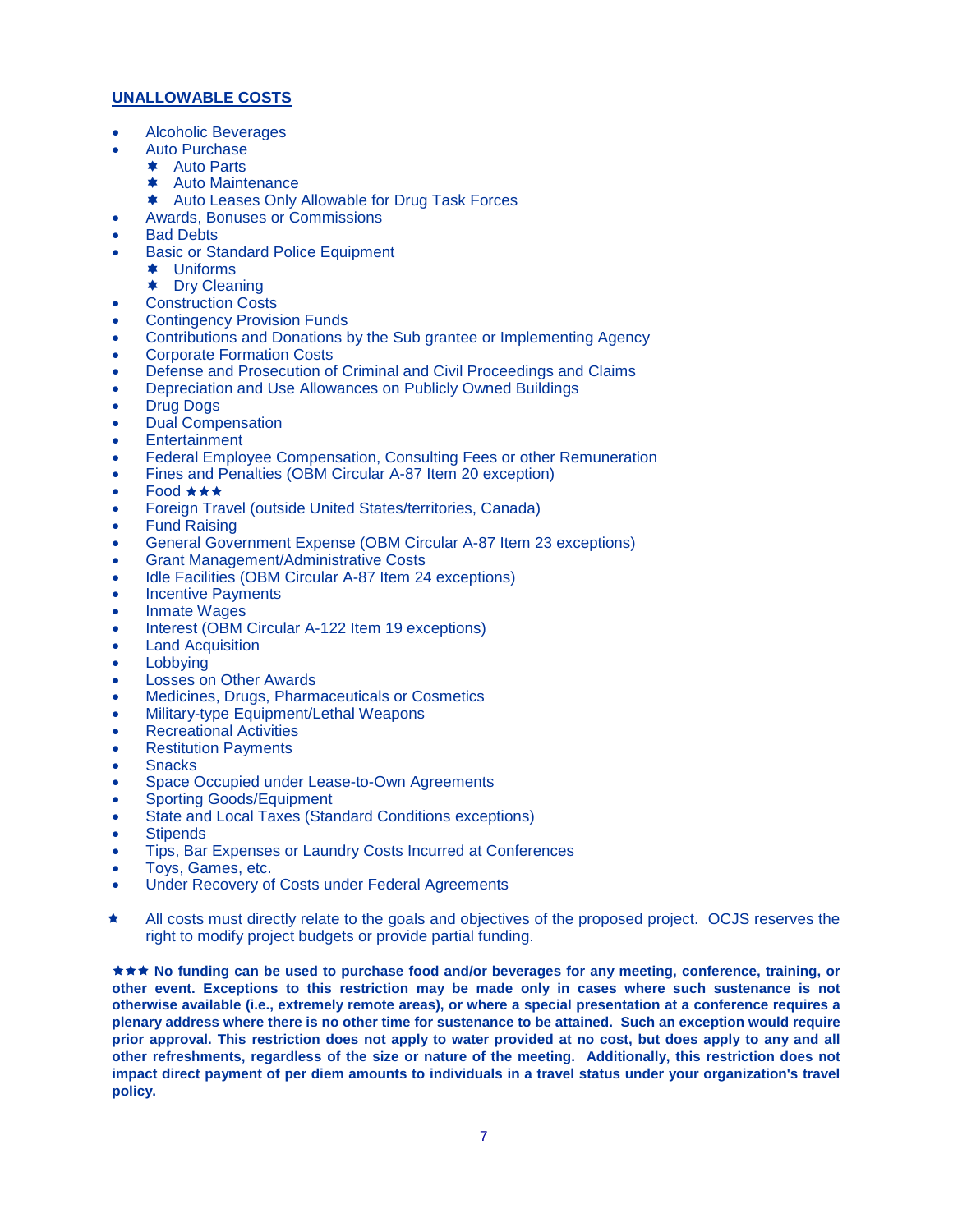**UNALLOWABLE COSTS**

- Alcoholic Beverages
- Auto Purchase
  - Auto Parts
  - Auto Maintenance
  - Auto Leases Only Allowable for Drug Task Forces
- Awards, Bonuses or Commissions
- Bad Debts
- Basic or Standard Police Equipment
  - Uniforms
  - Dry Cleaning
- Construction Costs
- Contingency Provision Funds
- Contributions and Donations by the Sub grantee or Implementing Agency
- Corporate Formation Costs
- Defense and Prosecution of Criminal and Civil Proceedings and Claims
- Depreciation and Use Allowances on Publicly Owned Buildings
- Drug Dogs
- Dual Compensation
- Entertainment
- Federal Employee Compensation, Consulting Fees or other Remuneration
- Fines and Penalties (OBM Circular A-87 Item 20 exception)
- Food ★★★
- Foreign Travel (outside United States/territories, Canada)
- Fund Raising
- General Government Expense (OBM Circular A-87 Item 23 exceptions)
- Grant Management/Administrative Costs
- Idle Facilities (OBM Circular A-87 Item 24 exceptions)
- Incentive Payments
- Inmate Wages
- Interest (OBM Circular A-122 Item 19 exceptions)
- Land Acquisition
- Lobbying
- Losses on Other Awards
- Medicines, Drugs, Pharmaceuticals or Cosmetics
- Military-type Equipment/Lethal Weapons
- Recreational Activities
- Restitution Payments
- Snacks
- Space Occupied under Lease-to-Own Agreements
- Sporting Goods/Equipment
- State and Local Taxes (Standard Conditions exceptions)
- Stipends
- Tips, Bar Expenses or Laundry Costs Incurred at Conferences
- Toys, Games, etc.
- Under Recovery of Costs under Federal Agreements

★ All costs must directly relate to the goals and objectives of the proposed project. OCJS reserves the right to modify project budgets or provide partial funding.

**★★★ No funding can be used to purchase food and/or beverages for any meeting, conference, training, or other event. Exceptions to this restriction may be made only in cases where such sustenance is not otherwise available (i.e., extremely remote areas), or where a special presentation at a conference requires a plenary address where there is no other time for sustenance to be attained. Such an exception would require prior approval. This restriction does not apply to water provided at no cost, but does apply to any and all other refreshments, regardless of the size or nature of the meeting. Additionally, this restriction does not impact direct payment of per diem amounts to individuals in a travel status under your organization's travel policy.**